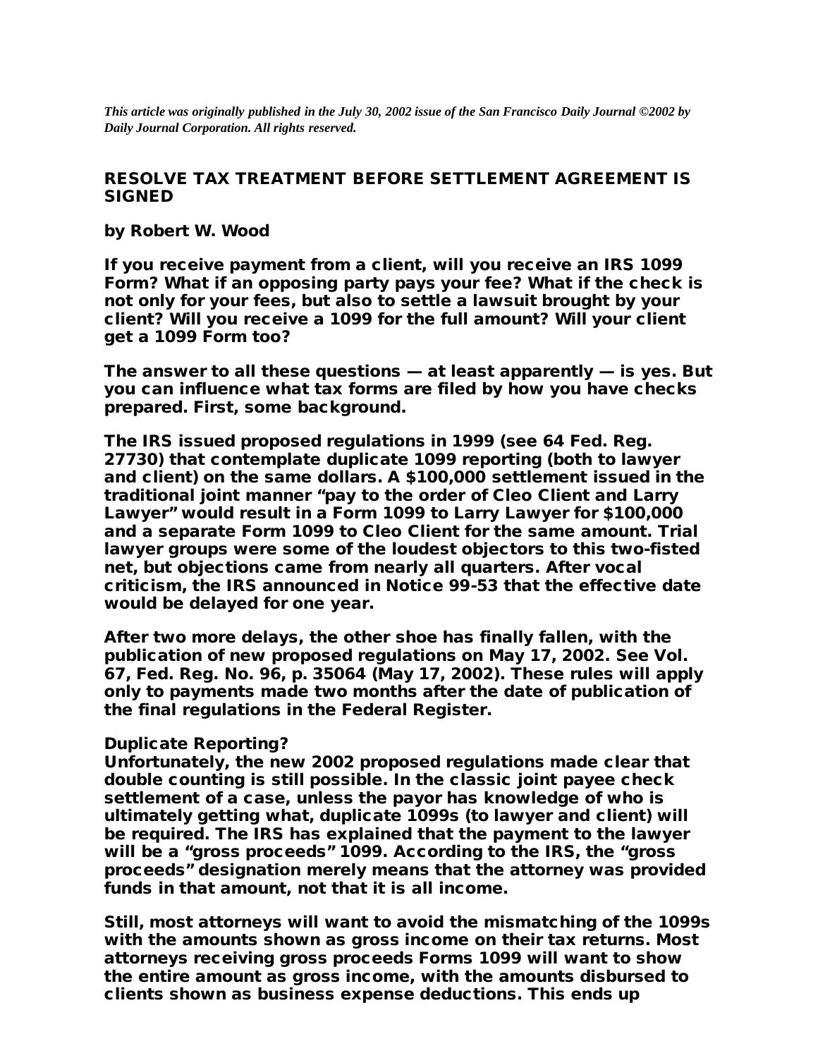*This article was originally published in the July 30, 2002 issue of the San Francisco Daily Journal ©2002 by Daily Journal Corporation. All rights reserved.*

# RESOLVE TAX TREATMENT BEFORE SETTLEMENT AGREEMENT IS SIGNED

**by Robert W. Wood**

If you receive payment from a client, will you receive an IRS 1099 Form? What if an opposing party pays your fee? What if the check is not only for your fees, but also to settle a lawsuit brought by your client? Will you receive a 1099 for the full amount? Will your client get a 1099 Form too?

The answer to all these questions — at least apparently — is yes. But you can influence what tax forms are filed by how you have checks prepared. First, some background.

The IRS issued proposed regulations in 1999 (see 64 Fed. Reg. 27730) that contemplate duplicate 1099 reporting (both to lawyer and client) on the same dollars. A $100,000 settlement issued in the traditional joint manner "pay to the order of Cleo Client and Larry Lawyer" would result in a Form 1099 to Larry Lawyer for $100,000 and a separate Form 1099 to Cleo Client for the same amount. Trial lawyer groups were some of the loudest objectors to this two-fisted net, but objections came from nearly all quarters. After vocal criticism, the IRS announced in Notice 99-53 that the effective date would be delayed for one year.

After two more delays, the other shoe has finally fallen, with the publication of new proposed regulations on May 17, 2002. See Vol. 67, Fed. Reg. No. 96, p. 35064 (May 17, 2002). These rules will apply only to payments made two months after the date of publication of the final regulations in the Federal Register.

## Duplicate Reporting?

Unfortunately, the new 2002 proposed regulations made clear that double counting is still possible. In the classic joint payee check settlement of a case, unless the payor has knowledge of who is ultimately getting what, duplicate 1099s (to lawyer and client) will be required. The IRS has explained that the payment to the lawyer will be a "gross proceeds" 1099. According to the IRS, the "gross proceeds" designation merely means that the attorney was provided funds in that amount, not that it is all income.

Still, most attorneys will want to avoid the mismatching of the 1099s with the amounts shown as gross income on their tax returns. Most attorneys receiving gross proceeds Forms 1099 will want to show the entire amount as gross income, with the amounts disbursed to clients shown as business expense deductions. This ends up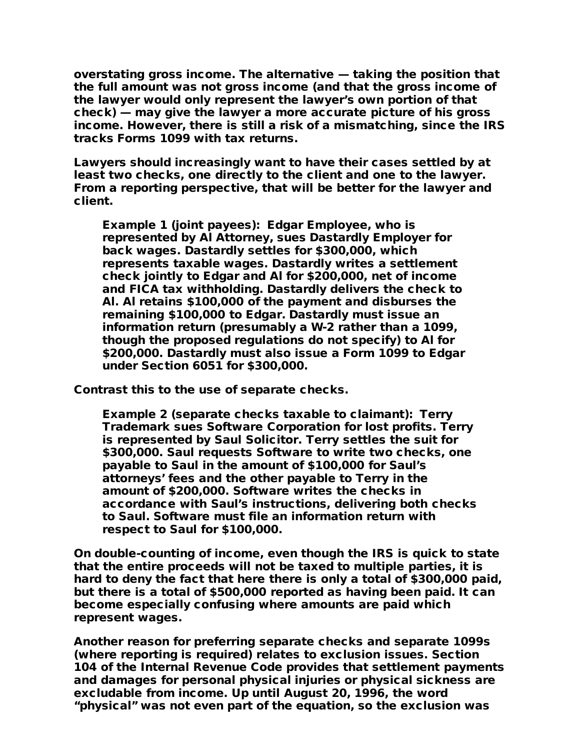overstating gross income. The alternative — taking the position that the full amount was not gross income (and that the gross income of the lawyer would only represent the lawyer's own portion of that check) — may give the lawyer a more accurate picture of his gross income. However, there is still a risk of a mismatching, since the IRS tracks Forms 1099 with tax returns.

Lawyers should increasingly want to have their cases settled by at least two checks, one directly to the client and one to the lawyer. From a reporting perspective, that will be better for the lawyer and client.

> Example 1 (joint payees): Edgar Employee, who is represented by Al Attorney, sues Dastardly Employer for back wages. Dastardly settles for $300,000, which represents taxable wages. Dastardly writes a settlement check jointly to Edgar and Al for $200,000, net of income and FICA tax withholding. Dastardly delivers the check to Al. Al retains $100,000 of the payment and disburses the remaining $100,000 to Edgar. Dastardly must issue an information return (presumably a W-2 rather than a 1099, though the proposed regulations do not specify) to Al for $200,000. Dastardly must also issue a Form 1099 to Edgar under Section 6051 for $300,000.

Contrast this to the use of separate checks.

> Example 2 (separate checks taxable to claimant): Terry Trademark sues Software Corporation for lost profits. Terry is represented by Saul Solicitor. Terry settles the suit for $300,000. Saul requests Software to write two checks, one payable to Saul in the amount of $100,000 for Saul's attorneys' fees and the other payable to Terry in the amount of $200,000. Software writes the checks in accordance with Saul's instructions, delivering both checks to Saul. Software must file an information return with respect to Saul for $100,000.

On double-counting of income, even though the IRS is quick to state that the entire proceeds will not be taxed to multiple parties, it is hard to deny the fact that here there is only a total of $300,000 paid, but there is a total of $500,000 reported as having been paid. It can become especially confusing where amounts are paid which represent wages.

Another reason for preferring separate checks and separate 1099s (where reporting is required) relates to exclusion issues. Section 104 of the Internal Revenue Code provides that settlement payments and damages for personal physical injuries or physical sickness are excludable from income. Up until August 20, 1996, the word "physical" was not even part of the equation, so the exclusion was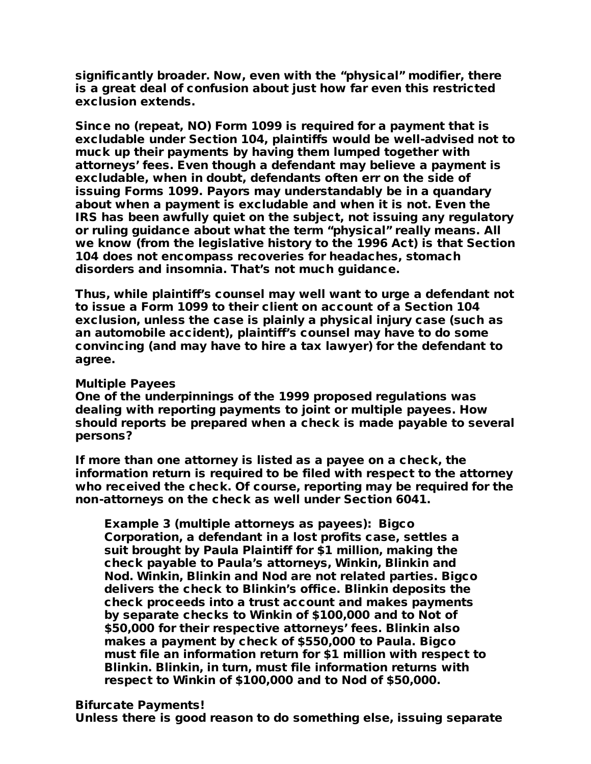significantly broader. Now, even with the "physical" modifier, there is a great deal of confusion about just how far even this restricted exclusion extends.

Since no (repeat, NO) Form 1099 is required for a payment that is excludable under Section 104, plaintiffs would be well-advised not to muck up their payments by having them lumped together with attorneys' fees. Even though a defendant may believe a payment is excludable, when in doubt, defendants often err on the side of issuing Forms 1099. Payors may understandably be in a quandary about when a payment is excludable and when it is not. Even the IRS has been awfully quiet on the subject, not issuing any regulatory or ruling guidance about what the term "physical" really means. All we know (from the legislative history to the 1996 Act) is that Section 104 does not encompass recoveries for headaches, stomach disorders and insomnia. That's not much guidance.

Thus, while plaintiff's counsel may well want to urge a defendant not to issue a Form 1099 to their client on account of a Section 104 exclusion, unless the case is plainly a physical injury case (such as an automobile accident), plaintiff's counsel may have to do some convincing (and may have to hire a tax lawyer) for the defendant to agree.

**Multiple Payees**

One of the underpinnings of the 1999 proposed regulations was dealing with reporting payments to joint or multiple payees. How should reports be prepared when a check is made payable to several persons?

If more than one attorney is listed as a payee on a check, the information return is required to be filed with respect to the attorney who received the check. Of course, reporting may be required for the non-attorneys on the check as well under Section 6041.

> Example 3 (multiple attorneys as payees): Bigco Corporation, a defendant in a lost profits case, settles a suit brought by Paula Plaintiff for $1 million, making the check payable to Paula's attorneys, Winkin, Blinkin and Nod. Winkin, Blinkin and Nod are not related parties. Bigco delivers the check to Blinkin's office. Blinkin deposits the check proceeds into a trust account and makes payments by separate checks to Winkin of $100,000 and to Not of $50,000 for their respective attorneys' fees. Blinkin also makes a payment by check of $550,000 to Paula. Bigco must file an information return for $1 million with respect to Blinkin. Blinkin, in turn, must file information returns with respect to Winkin of $100,000 and to Nod of $50,000.

**Bifurcate Payments!**

Unless there is good reason to do something else, issuing separate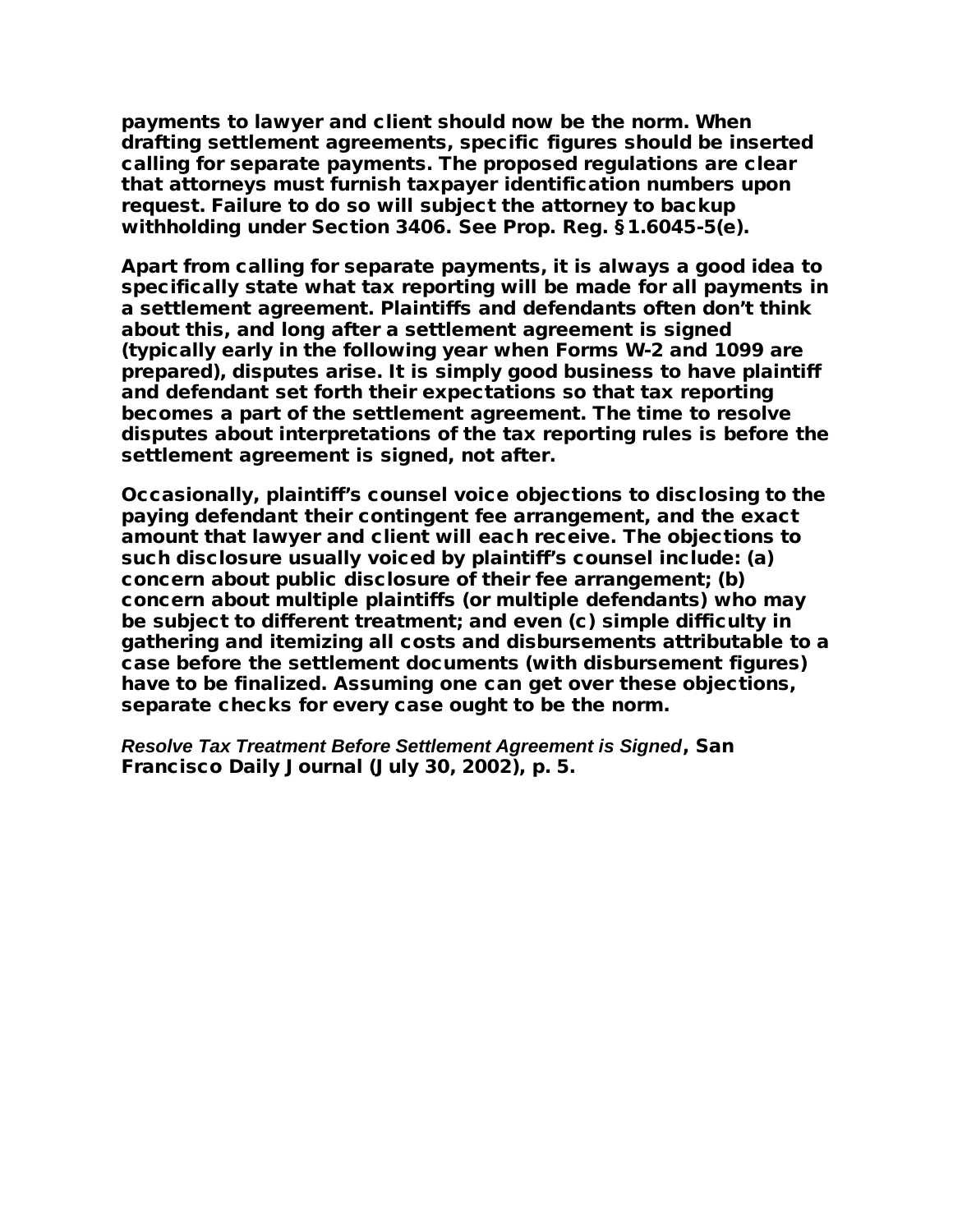payments to lawyer and client should now be the norm. When drafting settlement agreements, specific figures should be inserted calling for separate payments. The proposed regulations are clear that attorneys must furnish taxpayer identification numbers upon request. Failure to do so will subject the attorney to backup withholding under Section 3406. See Prop. Reg. §1.6045-5(e).

Apart from calling for separate payments, it is always a good idea to specifically state what tax reporting will be made for all payments in a settlement agreement. Plaintiffs and defendants often don't think about this, and long after a settlement agreement is signed (typically early in the following year when Forms W-2 and 1099 are prepared), disputes arise. It is simply good business to have plaintiff and defendant set forth their expectations so that tax reporting becomes a part of the settlement agreement. The time to resolve disputes about interpretations of the tax reporting rules is before the settlement agreement is signed, not after.

Occasionally, plaintiff's counsel voice objections to disclosing to the paying defendant their contingent fee arrangement, and the exact amount that lawyer and client will each receive. The objections to such disclosure usually voiced by plaintiff's counsel include: (a) concern about public disclosure of their fee arrangement; (b) concern about multiple plaintiffs (or multiple defendants) who may be subject to different treatment; and even (c) simple difficulty in gathering and itemizing all costs and disbursements attributable to a case before the settlement documents (with disbursement figures) have to be finalized. Assuming one can get over these objections, separate checks for every case ought to be the norm.

*Resolve Tax Treatment Before Settlement Agreement is Signed*, San Francisco Daily Journal (July 30, 2002), p. 5.